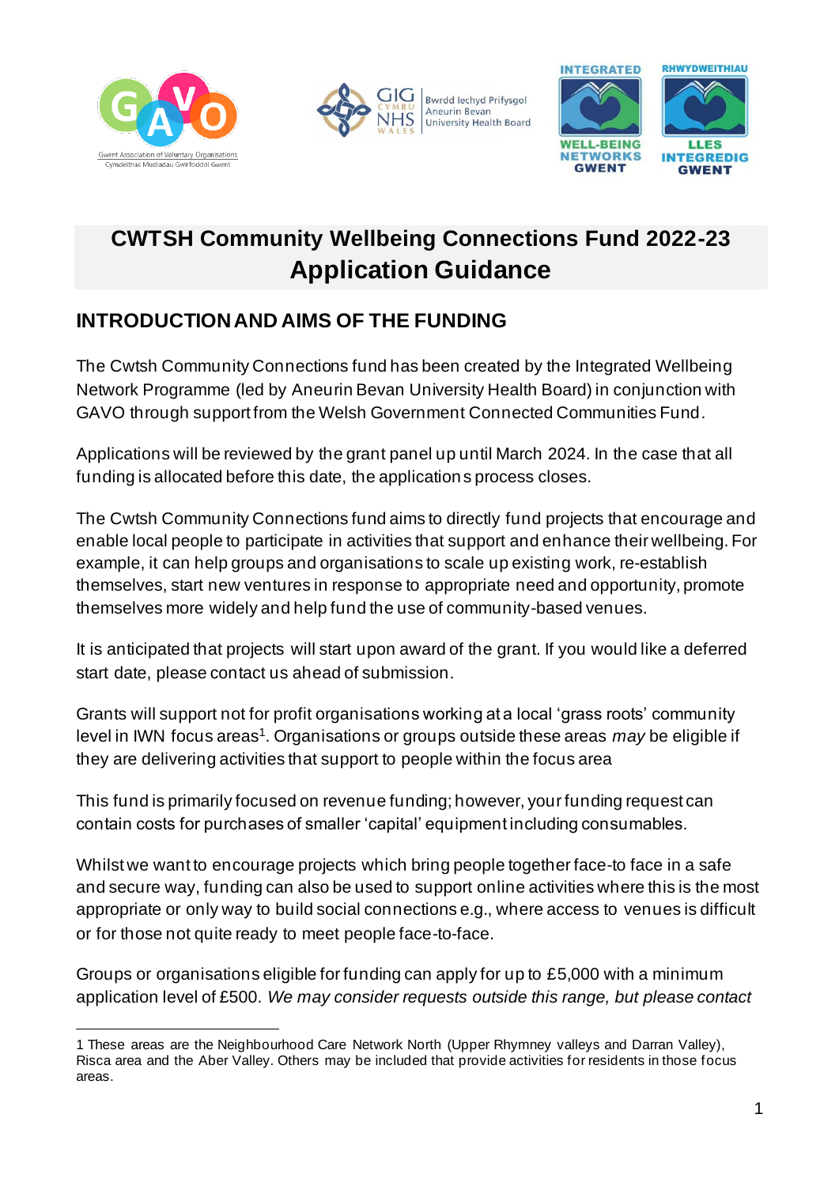# CWTSH Community Wellbeing Connections Fund 2022-23 Application Guidance

## INTRODUCTION AND AIMS OF THE FUNDING

The Cwtsh Community Connections fund has been created by the Integrated Wellbeing Network Programme (led by Aneurin Bevan University Health Board) in conjunction with GAVO through support from the Welsh Government Connected Communities Fund.

Applications will be reviewed by the grant panel up until March 2024. In the case that all funding is allocated before this date, the applications process closes.

The Cwtsh Community Connections fund aims to directly fund projects that encourage and enable local people to participate in activities that support and enhance their wellbeing. For example, it can help groups and organisations to scale up existing work, re-establish themselves, start new ventures in response to appropriate need and opportunity, promote themselves more widely and help fund the use of community-based venues.

It is anticipated that projects will start upon award of the grant. If you would like a deferred start date, please contact us ahead of submission.

Grants will support not for profit organisations working at a local 'grass roots' community level in IWN focus areas[1]. Organisations or groups outside these areas *may* be eligible if they are delivering activities that support to people within the focus area

This fund is primarily focused on revenue funding; however, your funding request can contain costs for purchases of smaller 'capital' equipment including consumables.

Whilst we want to encourage projects which bring people together face-to face in a safe and secure way, funding can also be used to support online activities where this is the most appropriate or only way to build social connections e.g., where access to venues is difficult or for those not quite ready to meet people face-to-face.

Groups or organisations eligible for funding can apply for up to £5,000 with a minimum application level of £500. *We may consider requests outside this range, but please contact*

---

1 These areas are the Neighbourhood Care Network North (Upper Rhymney valleys and Darran Valley), Risca area and the Aber Valley. Others may be included that provide activities for residents in those focus areas.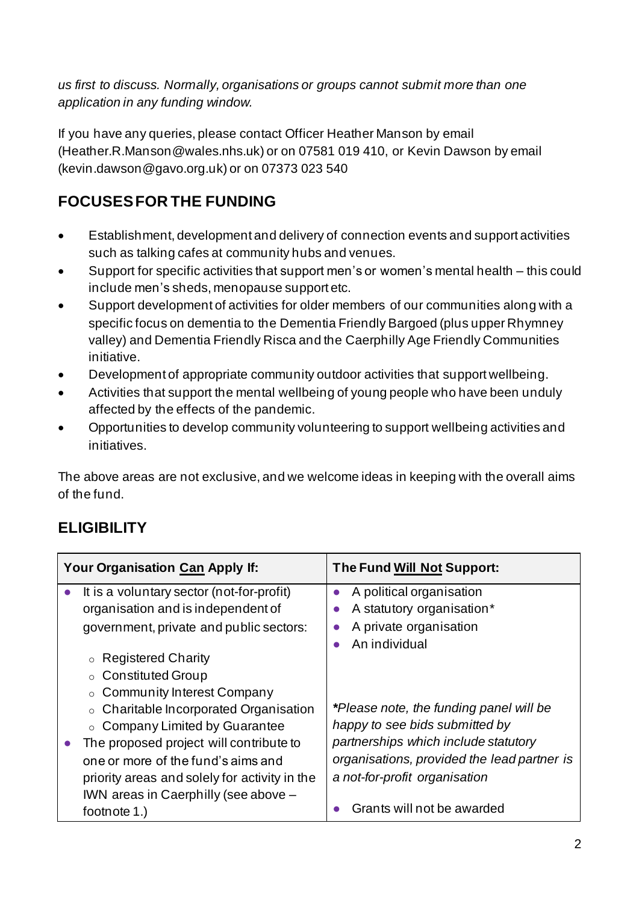*us first to discuss. Normally, organisations or groups cannot submit more than one application in any funding window.*

If you have any queries, please contact Officer Heather Manson by email (Heather.R.Manson@wales.nhs.uk) or on 07581 019 410, or Kevin Dawson by email (kevin.dawson@gavo.org.uk) or on 07373 023 540

## FOCUSES FOR THE FUNDING

- Establishment, development and delivery of connection events and support activities such as talking cafes at community hubs and venues.
- Support for specific activities that support men's or women's mental health – this could include men's sheds, menopause support etc.
- Support development of activities for older members of our communities along with a specific focus on dementia to the Dementia Friendly Bargoed (plus upper Rhymney valley) and Dementia Friendly Risca and the Caerphilly Age Friendly Communities initiative.
- Development of appropriate community outdoor activities that support wellbeing.
- Activities that support the mental wellbeing of young people who have been unduly affected by the effects of the pandemic.
- Opportunities to develop community volunteering to support wellbeing activities and initiatives.

The above areas are not exclusive, and we welcome ideas in keeping with the overall aims of the fund.

## ELIGIBILITY

| **Your Organisation <u>Can</u> Apply If:** | **The Fund <u>Will Not</u> Support:** |
|---|---|
| • It is a voluntary sector (not-for-profit) organisation and is independent of government, private and public sectors:<br>  ○ Registered Charity<br>  ○ Constituted Group<br>  ○ Community Interest Company<br>  ○ Charitable Incorporated Organisation<br>  ○ Company Limited by Guarantee<br>• The proposed project will contribute to one or more of the fund's aims and priority areas and solely for activity in the IWN areas in Caerphilly (see above – footnote 1.) | • A political organisation<br>• A statutory organisation*<br>• A private organisation<br>• An individual<br><br>*\*Please note, the funding panel will be happy to see bids submitted by partnerships which include statutory organisations, provided the lead partner is a not-for-profit organisation*<br><br>• Grants will not be awarded |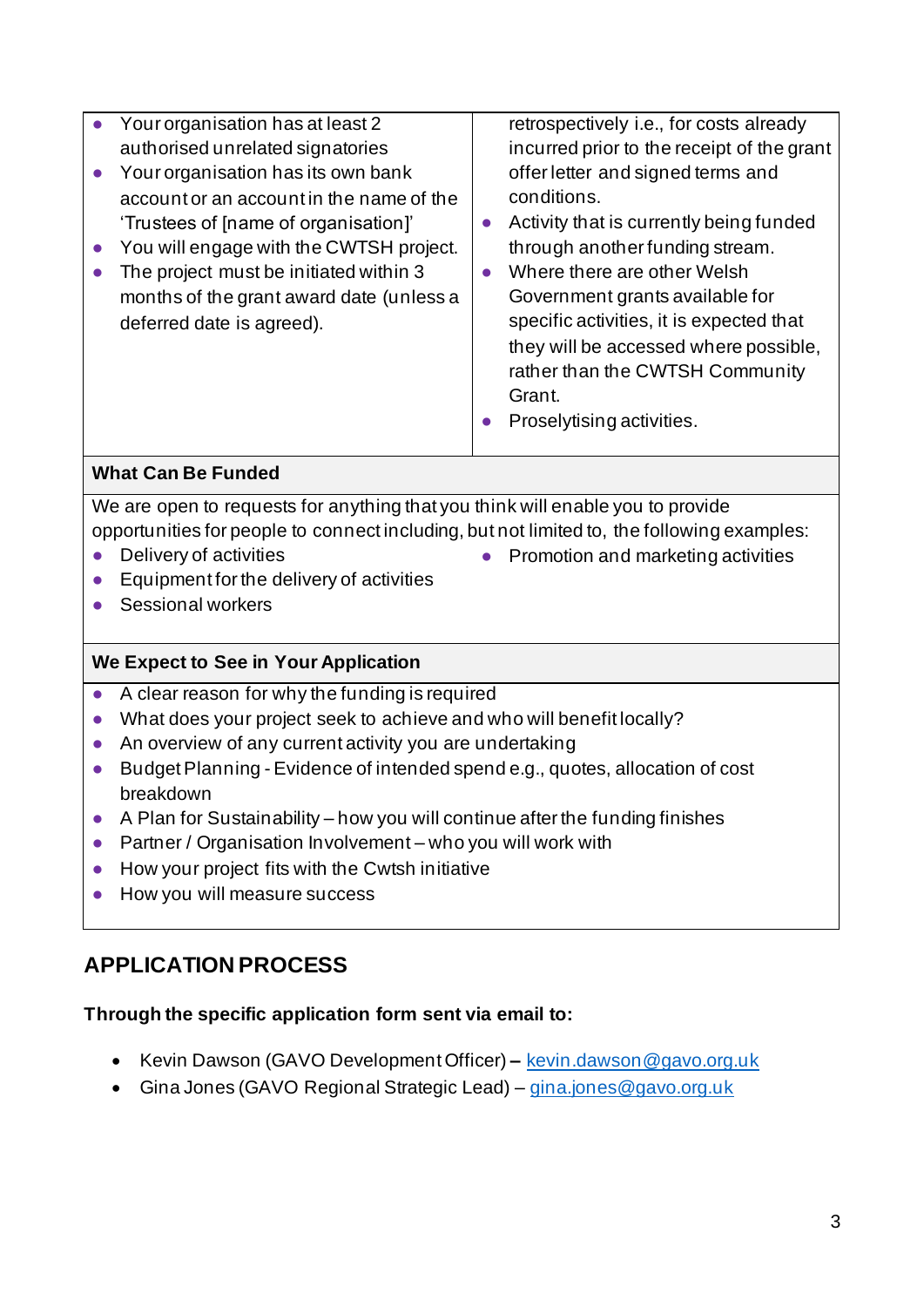| | |
|---|---|
| • Your organisation has at least 2 authorised unrelated signatories<br>• Your organisation has its own bank account or an account in the name of the 'Trustees of [name of organisation]'<br>• You will engage with the CWTSH project.<br>• The project must be initiated within 3 months of the grant award date (unless a deferred date is agreed). | retrospectively i.e., for costs already incurred prior to the receipt of the grant offer letter and signed terms and conditions.<br>• Activity that is currently being funded through another funding stream.<br>• Where there are other Welsh Government grants available for specific activities, it is expected that they will be accessed where possible, rather than the CWTSH Community Grant.<br>• Proselytising activities. |

**What Can Be Funded**

We are open to requests for anything that you think will enable you to provide opportunities for people to connect including, but not limited to, the following examples:

- Delivery of activities
- Equipment for the delivery of activities
- Sessional workers
- Promotion and marketing activities

**We Expect to See in Your Application**

- A clear reason for why the funding is required
- What does your project seek to achieve and who will benefit locally?
- An overview of any current activity you are undertaking
- Budget Planning - Evidence of intended spend e.g., quotes, allocation of cost breakdown
- A Plan for Sustainability – how you will continue after the funding finishes
- Partner / Organisation Involvement – who you will work with
- How your project fits with the Cwtsh initiative
- How you will measure success

## APPLICATION PROCESS

**Through the specific application form sent via email to:**

- Kevin Dawson (GAVO Development Officer) **–** kevin.dawson@gavo.org.uk
- Gina Jones (GAVO Regional Strategic Lead) – gina.jones@gavo.org.uk